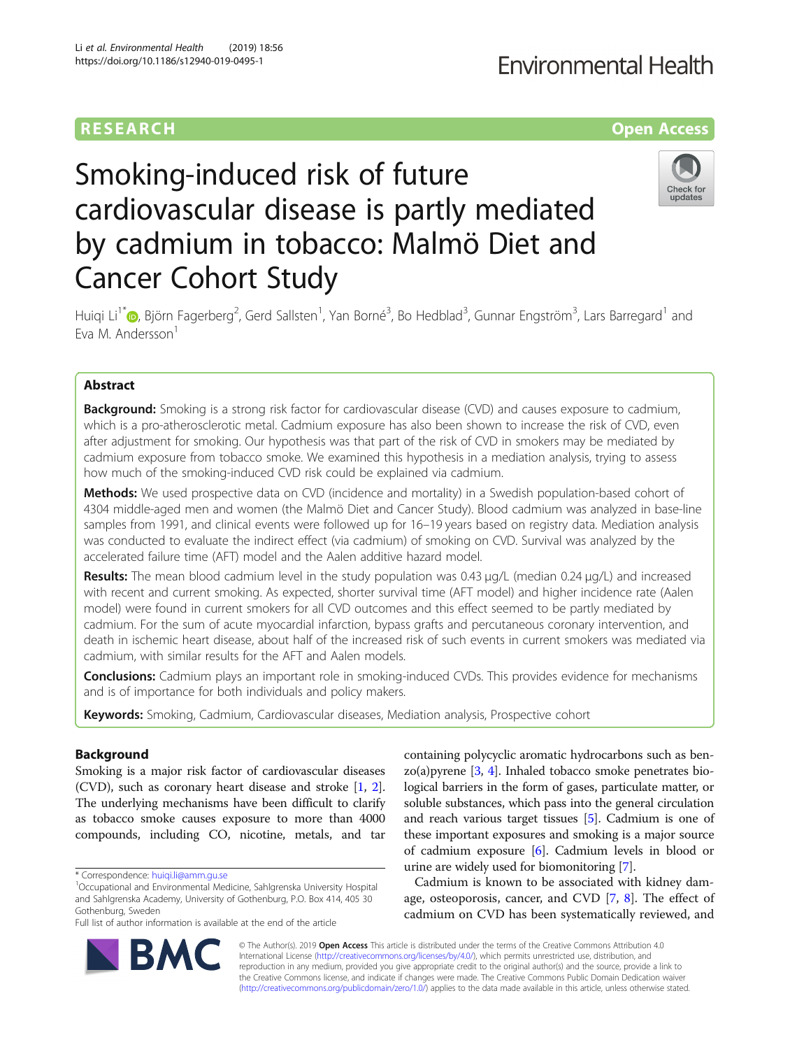RESEARCH

Open Access

# Smoking-induced risk of future cardiovascular disease is partly mediated by cadmium in tobacco: Malmö Diet and Cancer Cohort Study

Huiqi Li[1*], Björn Fagerberg[2], Gerd Sallsten[1], Yan Borné[3], Bo Hedblad[3], Gunnar Engström[3], Lars Barregard[1] and Eva M. Andersson[1]

## Abstract

**Background:** Smoking is a strong risk factor for cardiovascular disease (CVD) and causes exposure to cadmium, which is a pro-atherosclerotic metal. Cadmium exposure has also been shown to increase the risk of CVD, even after adjustment for smoking. Our hypothesis was that part of the risk of CVD in smokers may be mediated by cadmium exposure from tobacco smoke. We examined this hypothesis in a mediation analysis, trying to assess how much of the smoking-induced CVD risk could be explained via cadmium.

**Methods:** We used prospective data on CVD (incidence and mortality) in a Swedish population-based cohort of 4304 middle-aged men and women (the Malmö Diet and Cancer Study). Blood cadmium was analyzed in base-line samples from 1991, and clinical events were followed up for 16–19 years based on registry data. Mediation analysis was conducted to evaluate the indirect effect (via cadmium) of smoking on CVD. Survival was analyzed by the accelerated failure time (AFT) model and the Aalen additive hazard model.

**Results:** The mean blood cadmium level in the study population was 0.43 μg/L (median 0.24 μg/L) and increased with recent and current smoking. As expected, shorter survival time (AFT model) and higher incidence rate (Aalen model) were found in current smokers for all CVD outcomes and this effect seemed to be partly mediated by cadmium. For the sum of acute myocardial infarction, bypass grafts and percutaneous coronary intervention, and death in ischemic heart disease, about half of the increased risk of such events in current smokers was mediated via cadmium, with similar results for the AFT and Aalen models.

**Conclusions:** Cadmium plays an important role in smoking-induced CVDs. This provides evidence for mechanisms and is of importance for both individuals and policy makers.

**Keywords:** Smoking, Cadmium, Cardiovascular diseases, Mediation analysis, Prospective cohort

## Background

Smoking is a major risk factor of cardiovascular diseases (CVD), such as coronary heart disease and stroke [1, 2]. The underlying mechanisms have been difficult to clarify as tobacco smoke causes exposure to more than 4000 compounds, including CO, nicotine, metals, and tar containing polycyclic aromatic hydrocarbons such as benzo(a)pyrene [3, 4]. Inhaled tobacco smoke penetrates biological barriers in the form of gases, particulate matter, or soluble substances, which pass into the general circulation and reach various target tissues [5]. Cadmium is one of these important exposures and smoking is a major source of cadmium exposure [6]. Cadmium levels in blood or urine are widely used for biomonitoring [7].

Cadmium is known to be associated with kidney damage, osteoporosis, cancer, and CVD [7, 8]. The effect of cadmium on CVD has been systematically reviewed, and

* Correspondence: huiqi.li@amm.gu.se
[1]Occupational and Environmental Medicine, Sahlgrenska University Hospital and Sahlgrenska Academy, University of Gothenburg, P.O. Box 414, 405 30 Gothenburg, Sweden
Full list of author information is available at the end of the article

© The Author(s). 2019 **Open Access** This article is distributed under the terms of the Creative Commons Attribution 4.0 International License (http://creativecommons.org/licenses/by/4.0/), which permits unrestricted use, distribution, and reproduction in any medium, provided you give appropriate credit to the original author(s) and the source, provide a link to the Creative Commons license, and indicate if changes were made. The Creative Commons Public Domain Dedication waiver (http://creativecommons.org/publicdomain/zero/1.0/) applies to the data made available in this article, unless otherwise stated.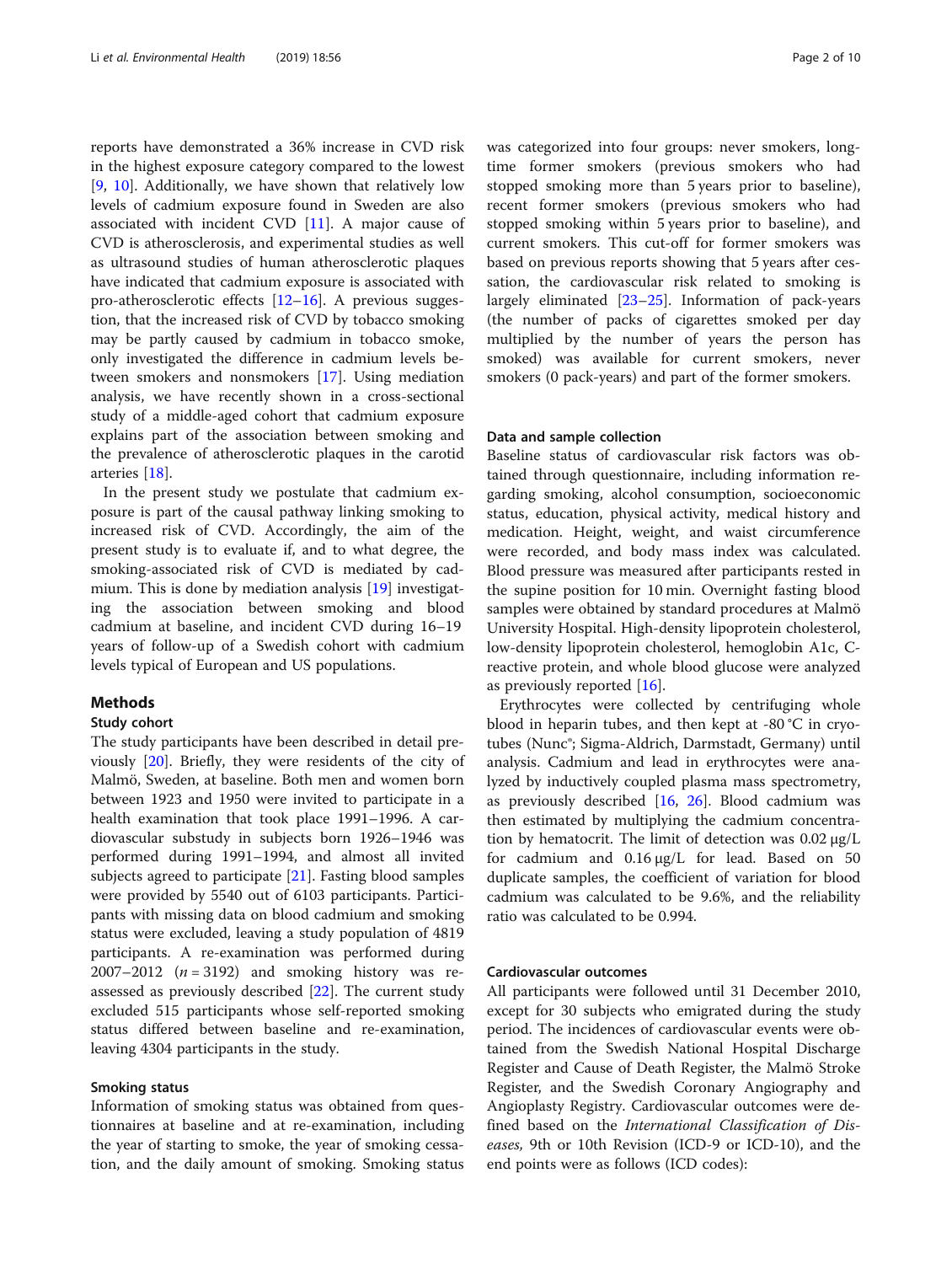reports have demonstrated a 36% increase in CVD risk in the highest exposure category compared to the lowest [9, 10]. Additionally, we have shown that relatively low levels of cadmium exposure found in Sweden are also associated with incident CVD [11]. A major cause of CVD is atherosclerosis, and experimental studies as well as ultrasound studies of human atherosclerotic plaques have indicated that cadmium exposure is associated with pro-atherosclerotic effects [12–16]. A previous suggestion, that the increased risk of CVD by tobacco smoking may be partly caused by cadmium in tobacco smoke, only investigated the difference in cadmium levels between smokers and nonsmokers [17]. Using mediation analysis, we have recently shown in a cross-sectional study of a middle-aged cohort that cadmium exposure explains part of the association between smoking and the prevalence of atherosclerotic plaques in the carotid arteries [18].

In the present study we postulate that cadmium exposure is part of the causal pathway linking smoking to increased risk of CVD. Accordingly, the aim of the present study is to evaluate if, and to what degree, the smoking-associated risk of CVD is mediated by cadmium. This is done by mediation analysis [19] investigating the association between smoking and blood cadmium at baseline, and incident CVD during 16–19 years of follow-up of a Swedish cohort with cadmium levels typical of European and US populations.

## Methods

### Study cohort

The study participants have been described in detail previously [20]. Briefly, they were residents of the city of Malmö, Sweden, at baseline. Both men and women born between 1923 and 1950 were invited to participate in a health examination that took place 1991–1996. A cardiovascular substudy in subjects born 1926–1946 was performed during 1991–1994, and almost all invited subjects agreed to participate [21]. Fasting blood samples were provided by 5540 out of 6103 participants. Participants with missing data on blood cadmium and smoking status were excluded, leaving a study population of 4819 participants. A re-examination was performed during 2007–2012 ($n = 3192$) and smoking history was reassessed as previously described [22]. The current study excluded 515 participants whose self-reported smoking status differed between baseline and re-examination, leaving 4304 participants in the study.

### Smoking status

Information of smoking status was obtained from questionnaires at baseline and at re-examination, including the year of starting to smoke, the year of smoking cessation, and the daily amount of smoking. Smoking status was categorized into four groups: never smokers, long-time former smokers (previous smokers who had stopped smoking more than 5 years prior to baseline), recent former smokers (previous smokers who had stopped smoking within 5 years prior to baseline), and current smokers. This cut-off for former smokers was based on previous reports showing that 5 years after cessation, the cardiovascular risk related to smoking is largely eliminated [23–25]. Information of pack-years (the number of packs of cigarettes smoked per day multiplied by the number of years the person has smoked) was available for current smokers, never smokers (0 pack-years) and part of the former smokers.

### Data and sample collection

Baseline status of cardiovascular risk factors was obtained through questionnaire, including information regarding smoking, alcohol consumption, socioeconomic status, education, physical activity, medical history and medication. Height, weight, and waist circumference were recorded, and body mass index was calculated. Blood pressure was measured after participants rested in the supine position for 10 min. Overnight fasting blood samples were obtained by standard procedures at Malmö University Hospital. High-density lipoprotein cholesterol, low-density lipoprotein cholesterol, hemoglobin A1c, C-reactive protein, and whole blood glucose were analyzed as previously reported [16].

Erythrocytes were collected by centrifuging whole blood in heparin tubes, and then kept at -80 °C in cryotubes (Nunc®; Sigma-Aldrich, Darmstadt, Germany) until analysis. Cadmium and lead in erythrocytes were analyzed by inductively coupled plasma mass spectrometry, as previously described [16, 26]. Blood cadmium was then estimated by multiplying the cadmium concentration by hematocrit. The limit of detection was 0.02 μg/L for cadmium and 0.16 μg/L for lead. Based on 50 duplicate samples, the coefficient of variation for blood cadmium was calculated to be 9.6%, and the reliability ratio was calculated to be 0.994.

### Cardiovascular outcomes

All participants were followed until 31 December 2010, except for 30 subjects who emigrated during the study period. The incidences of cardiovascular events were obtained from the Swedish National Hospital Discharge Register and Cause of Death Register, the Malmö Stroke Register, and the Swedish Coronary Angiography and Angioplasty Registry. Cardiovascular outcomes were defined based on the *International Classification of Diseases,* 9th or 10th Revision (ICD-9 or ICD-10), and the end points were as follows (ICD codes):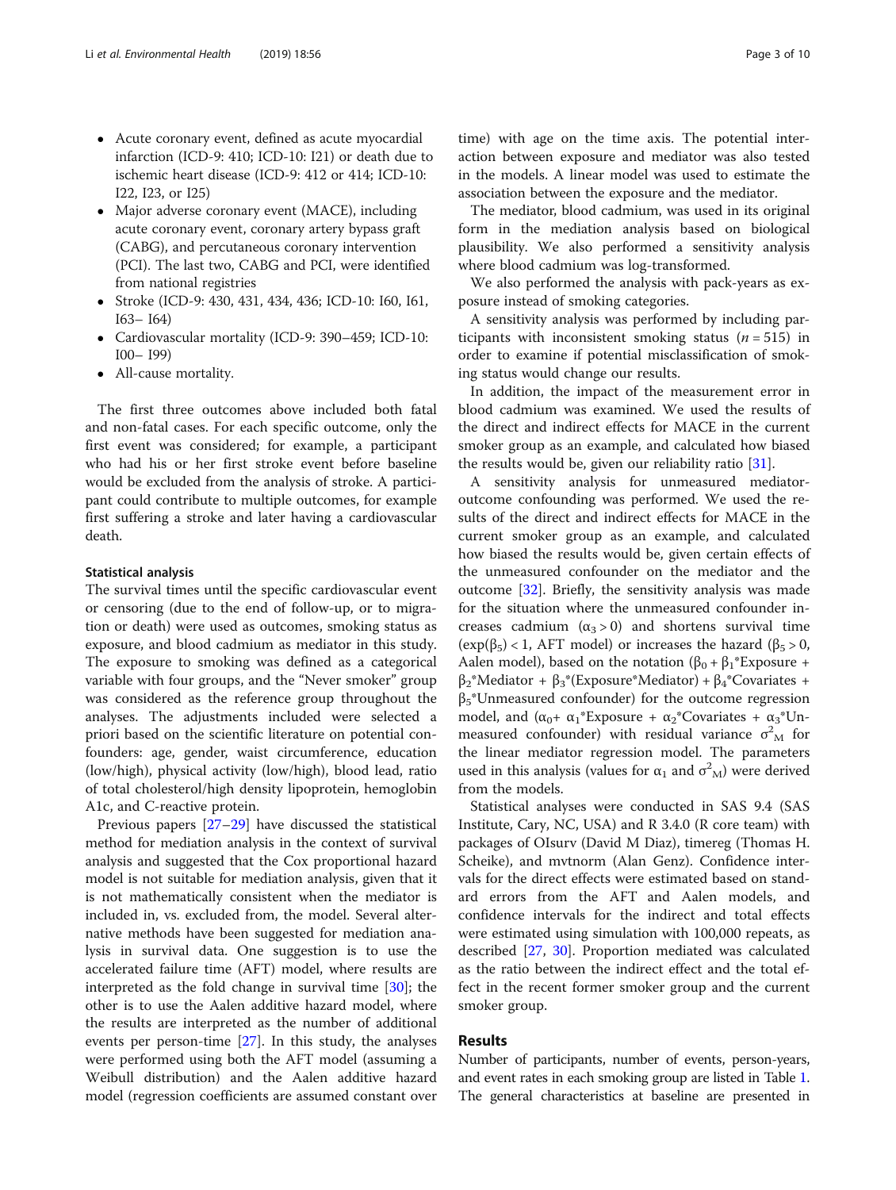- Acute coronary event, defined as acute myocardial infarction (ICD-9: 410; ICD-10: I21) or death due to ischemic heart disease (ICD-9: 412 or 414; ICD-10: I22, I23, or I25)
- Major adverse coronary event (MACE), including acute coronary event, coronary artery bypass graft (CABG), and percutaneous coronary intervention (PCI). The last two, CABG and PCI, were identified from national registries
- Stroke (ICD-9: 430, 431, 434, 436; ICD-10: I60, I61, I63– I64)
- Cardiovascular mortality (ICD-9: 390–459; ICD-10: I00– I99)
- All-cause mortality.

The first three outcomes above included both fatal and non-fatal cases. For each specific outcome, only the first event was considered; for example, a participant who had his or her first stroke event before baseline would be excluded from the analysis of stroke. A participant could contribute to multiple outcomes, for example first suffering a stroke and later having a cardiovascular death.

### Statistical analysis

The survival times until the specific cardiovascular event or censoring (due to the end of follow-up, or to migration or death) were used as outcomes, smoking status as exposure, and blood cadmium as mediator in this study. The exposure to smoking was defined as a categorical variable with four groups, and the "Never smoker" group was considered as the reference group throughout the analyses. The adjustments included were selected a priori based on the scientific literature on potential confounders: age, gender, waist circumference, education (low/high), physical activity (low/high), blood lead, ratio of total cholesterol/high density lipoprotein, hemoglobin A1c, and C-reactive protein.

Previous papers [27–29] have discussed the statistical method for mediation analysis in the context of survival analysis and suggested that the Cox proportional hazard model is not suitable for mediation analysis, given that it is not mathematically consistent when the mediator is included in, vs. excluded from, the model. Several alternative methods have been suggested for mediation analysis in survival data. One suggestion is to use the accelerated failure time (AFT) model, where results are interpreted as the fold change in survival time [30]; the other is to use the Aalen additive hazard model, where the results are interpreted as the number of additional events per person-time [27]. In this study, the analyses were performed using both the AFT model (assuming a Weibull distribution) and the Aalen additive hazard model (regression coefficients are assumed constant over time) with age on the time axis. The potential interaction between exposure and mediator was also tested in the models. A linear model was used to estimate the association between the exposure and the mediator.

The mediator, blood cadmium, was used in its original form in the mediation analysis based on biological plausibility. We also performed a sensitivity analysis where blood cadmium was log-transformed.

We also performed the analysis with pack-years as exposure instead of smoking categories.

A sensitivity analysis was performed by including participants with inconsistent smoking status ($n = 515$) in order to examine if potential misclassification of smoking status would change our results.

In addition, the impact of the measurement error in blood cadmium was examined. We used the results of the direct and indirect effects for MACE in the current smoker group as an example, and calculated how biased the results would be, given our reliability ratio [31].

A sensitivity analysis for unmeasured mediator-outcome confounding was performed. We used the results of the direct and indirect effects for MACE in the current smoker group as an example, and calculated how biased the results would be, given certain effects of the unmeasured confounder on the mediator and the outcome [32]. Briefly, the sensitivity analysis was made for the situation where the unmeasured confounder increases cadmium ($\alpha_3 > 0$) and shortens survival time ($\exp(\beta_5) < 1$, AFT model) or increases the hazard ($\beta_5 > 0$, Aalen model), based on the notation ($\beta_0 + \beta_1$*Exposure + $\beta_2$*Mediator + $\beta_3$*(Exposure*Mediator) + $\beta_4$*Covariates + $\beta_5$*Unmeasured confounder) for the outcome regression model, and ($\alpha_0$+ $\alpha_1$*Exposure + $\alpha_2$*Covariates + $\alpha_3$*Unmeasured confounder) with residual variance $\sigma^2_M$ for the linear mediator regression model. The parameters used in this analysis (values for $\alpha_1$ and $\sigma^2_M$) were derived from the models.

Statistical analyses were conducted in SAS 9.4 (SAS Institute, Cary, NC, USA) and R 3.4.0 (R core team) with packages of OIsurv (David M Diaz), timereg (Thomas H. Scheike), and mvtnorm (Alan Genz). Confidence intervals for the direct effects were estimated based on standard errors from the AFT and Aalen models, and confidence intervals for the indirect and total effects were estimated using simulation with 100,000 repeats, as described [27, 30]. Proportion mediated was calculated as the ratio between the indirect effect and the total effect in the recent former smoker group and the current smoker group.

## Results

Number of participants, number of events, person-years, and event rates in each smoking group are listed in Table 1. The general characteristics at baseline are presented in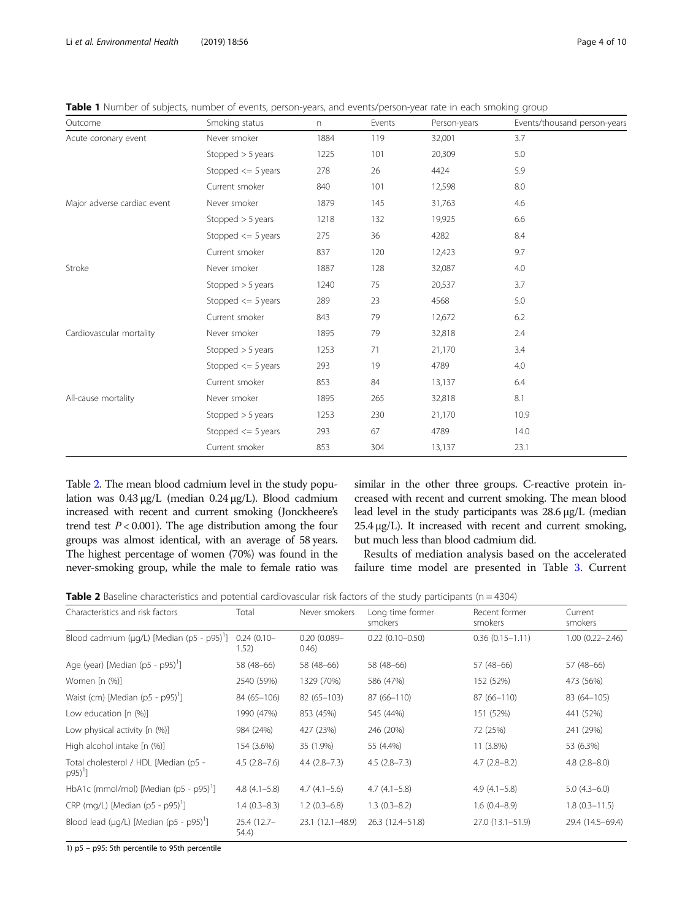**Table 1** Number of subjects, number of events, person-years, and events/person-year rate in each smoking group

| Outcome | Smoking status | n | Events | Person-years | Events/thousand person-years |
|---|---|---|---|---|---|
| Acute coronary event | Never smoker | 1884 | 119 | 32,001 | 3.7 |
| | Stopped > 5 years | 1225 | 101 | 20,309 | 5.0 |
| | Stopped <= 5 years | 278 | 26 | 4424 | 5.9 |
| | Current smoker | 840 | 101 | 12,598 | 8.0 |
| Major adverse cardiac event | Never smoker | 1879 | 145 | 31,763 | 4.6 |
| | Stopped > 5 years | 1218 | 132 | 19,925 | 6.6 |
| | Stopped <= 5 years | 275 | 36 | 4282 | 8.4 |
| | Current smoker | 837 | 120 | 12,423 | 9.7 |
| Stroke | Never smoker | 1887 | 128 | 32,087 | 4.0 |
| | Stopped > 5 years | 1240 | 75 | 20,537 | 3.7 |
| | Stopped <= 5 years | 289 | 23 | 4568 | 5.0 |
| | Current smoker | 843 | 79 | 12,672 | 6.2 |
| Cardiovascular mortality | Never smoker | 1895 | 79 | 32,818 | 2.4 |
| | Stopped > 5 years | 1253 | 71 | 21,170 | 3.4 |
| | Stopped <= 5 years | 293 | 19 | 4789 | 4.0 |
| | Current smoker | 853 | 84 | 13,137 | 6.4 |
| All-cause mortality | Never smoker | 1895 | 265 | 32,818 | 8.1 |
| | Stopped > 5 years | 1253 | 230 | 21,170 | 10.9 |
| | Stopped <= 5 years | 293 | 67 | 4789 | 14.0 |
| | Current smoker | 853 | 304 | 13,137 | 23.1 |

Table 2. The mean blood cadmium level in the study population was 0.43 μg/L (median 0.24 μg/L). Blood cadmium increased with recent and current smoking (Jonckheere's trend test $P < 0.001$). The age distribution among the four groups was almost identical, with an average of 58 years. The highest percentage of women (70%) was found in the never-smoking group, while the male to female ratio was similar in the other three groups. C-reactive protein increased with recent and current smoking. The mean blood lead level in the study participants was 28.6 μg/L (median 25.4 μg/L). It increased with recent and current smoking, but much less than blood cadmium did.

Results of mediation analysis based on the accelerated failure time model are presented in Table 3. Current

**Table 2** Baseline characteristics and potential cardiovascular risk factors of the study participants (n = 4304)

| Characteristics and risk factors | Total | Never smokers | Long time former smokers | Recent former smokers | Current smokers |
|---|---|---|---|---|---|
| Blood cadmium (μg/L) [Median (p5 - p95)[1]] | 0.24 (0.10–1.52) | 0.20 (0.089–0.46) | 0.22 (0.10–0.50) | 0.36 (0.15–1.11) | 1.00 (0.22–2.46) |
| Age (year) [Median (p5 - p95)[1]] | 58 (48–66) | 58 (48–66) | 58 (48–66) | 57 (48–66) | 57 (48–66) |
| Women [n (%)] | 2540 (59%) | 1329 (70%) | 586 (47%) | 152 (52%) | 473 (56%) |
| Waist (cm) [Median (p5 - p95)[1]] | 84 (65–106) | 82 (65–103) | 87 (66–110) | 87 (66–110) | 83 (64–105) |
| Low education [n (%)] | 1990 (47%) | 853 (45%) | 545 (44%) | 151 (52%) | 441 (52%) |
| Low physical activity [n (%)] | 984 (24%) | 427 (23%) | 246 (20%) | 72 (25%) | 241 (29%) |
| High alcohol intake [n (%)] | 154 (3.6%) | 35 (1.9%) | 55 (4.4%) | 11 (3.8%) | 53 (6.3%) |
| Total cholesterol / HDL [Median (p5 - p95)[1]] | 4.5 (2.8–7.6) | 4.4 (2.8–7.3) | 4.5 (2.8–7.3) | 4.7 (2.8–8.2) | 4.8 (2.8–8.0) |
| HbA1c (mmol/mol) [Median (p5 - p95)[1]] | 4.8 (4.1–5.8) | 4.7 (4.1–5.6) | 4.7 (4.1–5.8) | 4.9 (4.1–5.8) | 5.0 (4.3–6.0) |
| CRP (mg/L) [Median (p5 - p95)[1]] | 1.4 (0.3–8.3) | 1.2 (0.3–6.8) | 1.3 (0.3–8.2) | 1.6 (0.4–8.9) | 1.8 (0.3–11.5) |
| Blood lead (μg/L) [Median (p5 - p95)[1]] | 25.4 (12.7–54.4) | 23.1 (12.1–48.9) | 26.3 (12.4–51.8) | 27.0 (13.1–51.9) | 29.4 (14.5–69.4) |

1) p5 – p95: 5th percentile to 95th percentile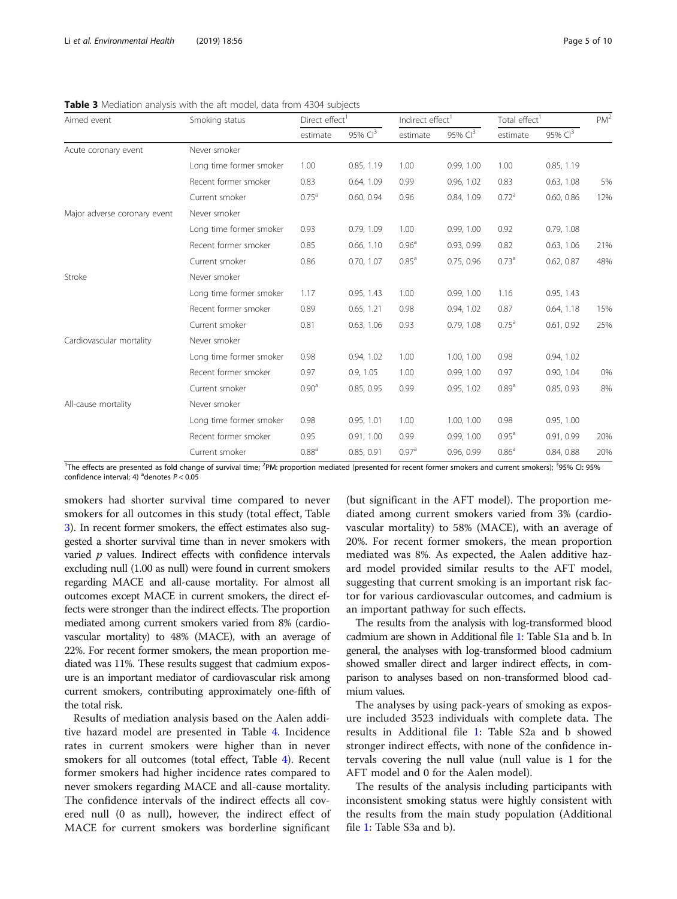**Table 3** Mediation analysis with the aft model, data from 4304 subjects

| Aimed event | Smoking status | Direct effect[1] | | Indirect effect[1] | | Total effect[1] | | PM[2] |
|---|---|---|---|---|---|---|---|---|
| | | estimate | 95% CI[3] | estimate | 95% CI[3] | estimate | 95% CI[3] | |
| Acute coronary event | Never smoker | | | | | | | |
| | Long time former smoker | 1.00 | 0.85, 1.19 | 1.00 | 0.99, 1.00 | 1.00 | 0.85, 1.19 | |
| | Recent former smoker | 0.83 | 0.64, 1.09 | 0.99 | 0.96, 1.02 | 0.83 | 0.63, 1.08 | 5% |
| | Current smoker | 0.75[a] | 0.60, 0.94 | 0.96 | 0.84, 1.09 | 0.72[a] | 0.60, 0.86 | 12% |
| Major adverse coronary event | Never smoker | | | | | | | |
| | Long time former smoker | 0.93 | 0.79, 1.09 | 1.00 | 0.99, 1.00 | 0.92 | 0.79, 1.08 | |
| | Recent former smoker | 0.85 | 0.66, 1.10 | 0.96[a] | 0.93, 0.99 | 0.82 | 0.63, 1.06 | 21% |
| | Current smoker | 0.86 | 0.70, 1.07 | 0.85[a] | 0.75, 0.96 | 0.73[a] | 0.62, 0.87 | 48% |
| Stroke | Never smoker | | | | | | | |
| | Long time former smoker | 1.17 | 0.95, 1.43 | 1.00 | 0.99, 1.00 | 1.16 | 0.95, 1.43 | |
| | Recent former smoker | 0.89 | 0.65, 1.21 | 0.98 | 0.94, 1.02 | 0.87 | 0.64, 1.18 | 15% |
| | Current smoker | 0.81 | 0.63, 1.06 | 0.93 | 0.79, 1.08 | 0.75[a] | 0.61, 0.92 | 25% |
| Cardiovascular mortality | Never smoker | | | | | | | |
| | Long time former smoker | 0.98 | 0.94, 1.02 | 1.00 | 1.00, 1.00 | 0.98 | 0.94, 1.02 | |
| | Recent former smoker | 0.97 | 0.9, 1.05 | 1.00 | 0.99, 1.00 | 0.97 | 0.90, 1.04 | 0% |
| | Current smoker | 0.90[a] | 0.85, 0.95 | 0.99 | 0.95, 1.02 | 0.89[a] | 0.85, 0.93 | 8% |
| All-cause mortality | Never smoker | | | | | | | |
| | Long time former smoker | 0.98 | 0.95, 1.01 | 1.00 | 1.00, 1.00 | 0.98 | 0.95, 1.00 | |
| | Recent former smoker | 0.95 | 0.91, 1.00 | 0.99 | 0.99, 1.00 | 0.95[a] | 0.91, 0.99 | 20% |
| | Current smoker | 0.88[a] | 0.85, 0.91 | 0.97[a] | 0.96, 0.99 | 0.86[a] | 0.84, 0.88 | 20% |

[1]The effects are presented as fold change of survival time; [2]PM: proportion mediated (presented for recent former smokers and current smokers); [3]95% CI: 95% confidence interval; 4) [a]denotes $P < 0.05$

smokers had shorter survival time compared to never smokers for all outcomes in this study (total effect, Table 3). In recent former smokers, the effect estimates also suggested a shorter survival time than in never smokers with varied $p$ values. Indirect effects with confidence intervals excluding null (1.00 as null) were found in current smokers regarding MACE and all-cause mortality. For almost all outcomes except MACE in current smokers, the direct effects were stronger than the indirect effects. The proportion mediated among current smokers varied from 8% (cardiovascular mortality) to 48% (MACE), with an average of 22%. For recent former smokers, the mean proportion mediated was 11%. These results suggest that cadmium exposure is an important mediator of cardiovascular risk among current smokers, contributing approximately one-fifth of the total risk.

Results of mediation analysis based on the Aalen additive hazard model are presented in Table 4. Incidence rates in current smokers were higher than in never smokers for all outcomes (total effect, Table 4). Recent former smokers had higher incidence rates compared to never smokers regarding MACE and all-cause mortality. The confidence intervals of the indirect effects all covered null (0 as null), however, the indirect effect of MACE for current smokers was borderline significant (but significant in the AFT model). The proportion mediated among current smokers varied from 3% (cardiovascular mortality) to 58% (MACE), with an average of 20%. For recent former smokers, the mean proportion mediated was 8%. As expected, the Aalen additive hazard model provided similar results to the AFT model, suggesting that current smoking is an important risk factor for various cardiovascular outcomes, and cadmium is an important pathway for such effects.

The results from the analysis with log-transformed blood cadmium are shown in Additional file 1: Table S1a and b. In general, the analyses with log-transformed blood cadmium showed smaller direct and larger indirect effects, in comparison to analyses based on non-transformed blood cadmium values.

The analyses by using pack-years of smoking as exposure included 3523 individuals with complete data. The results in Additional file 1: Table S2a and b showed stronger indirect effects, with none of the confidence intervals covering the null value (null value is 1 for the AFT model and 0 for the Aalen model).

The results of the analysis including participants with inconsistent smoking status were highly consistent with the results from the main study population (Additional file 1: Table S3a and b).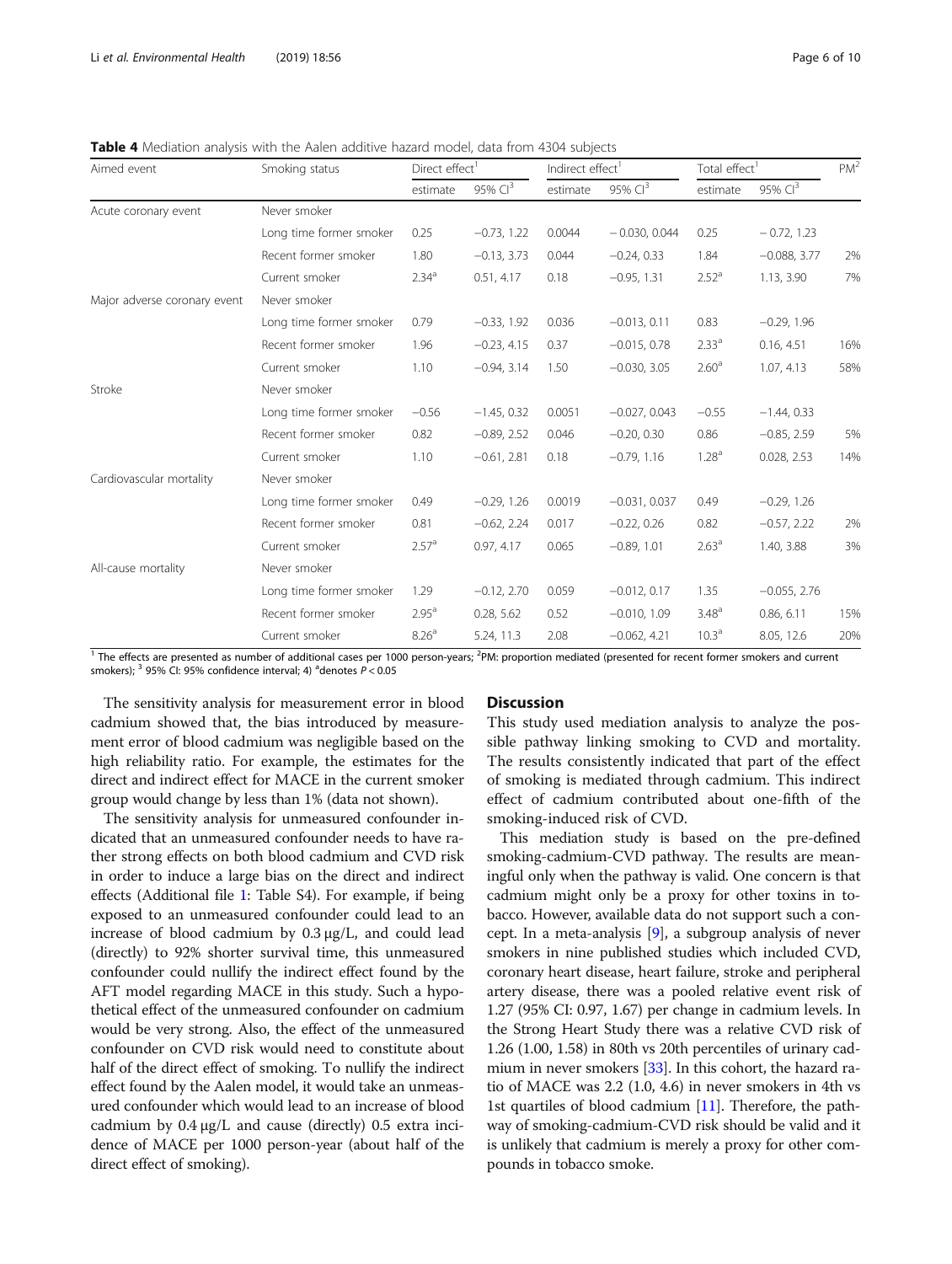**Table 4** Mediation analysis with the Aalen additive hazard model, data from 4304 subjects

| Aimed event | Smoking status | Direct effect[1] | | Indirect effect[1] | | Total effect[1] | | PM[2] |
|---|---|---|---|---|---|---|---|---|
| | | estimate | 95% CI[3] | estimate | 95% CI[3] | estimate | 95% CI[3] | |
| Acute coronary event | Never smoker | | | | | | | |
| | Long time former smoker | 0.25 | −0.73, 1.22 | 0.0044 | − 0.030, 0.044 | 0.25 | − 0.72, 1.23 | |
| | Recent former smoker | 1.80 | −0.13, 3.73 | 0.044 | −0.24, 0.33 | 1.84 | −0.088, 3.77 | 2% |
| | Current smoker | 2.34[a] | 0.51, 4.17 | 0.18 | −0.95, 1.31 | 2.52[a] | 1.13, 3.90 | 7% |
| Major adverse coronary event | Never smoker | | | | | | | |
| | Long time former smoker | 0.79 | −0.33, 1.92 | 0.036 | −0.013, 0.11 | 0.83 | −0.29, 1.96 | |
| | Recent former smoker | 1.96 | −0.23, 4.15 | 0.37 | −0.015, 0.78 | 2.33[a] | 0.16, 4.51 | 16% |
| | Current smoker | 1.10 | −0.94, 3.14 | 1.50 | −0.030, 3.05 | 2.60[a] | 1.07, 4.13 | 58% |
| Stroke | Never smoker | | | | | | | |
| | Long time former smoker | −0.56 | −1.45, 0.32 | 0.0051 | −0.027, 0.043 | −0.55 | −1.44, 0.33 | |
| | Recent former smoker | 0.82 | −0.89, 2.52 | 0.046 | −0.20, 0.30 | 0.86 | −0.85, 2.59 | 5% |
| | Current smoker | 1.10 | −0.61, 2.81 | 0.18 | −0.79, 1.16 | 1.28[a] | 0.028, 2.53 | 14% |
| Cardiovascular mortality | Never smoker | | | | | | | |
| | Long time former smoker | 0.49 | −0.29, 1.26 | 0.0019 | −0.031, 0.037 | 0.49 | −0.29, 1.26 | |
| | Recent former smoker | 0.81 | −0.62, 2.24 | 0.017 | −0.22, 0.26 | 0.82 | −0.57, 2.22 | 2% |
| | Current smoker | 2.57[a] | 0.97, 4.17 | 0.065 | −0.89, 1.01 | 2.63[a] | 1.40, 3.88 | 3% |
| All-cause mortality | Never smoker | | | | | | | |
| | Long time former smoker | 1.29 | −0.12, 2.70 | 0.059 | −0.012, 0.17 | 1.35 | −0.055, 2.76 | |
| | Recent former smoker | 2.95[a] | 0.28, 5.62 | 0.52 | −0.010, 1.09 | 3.48[a] | 0.86, 6.11 | 15% |
| | Current smoker | 8.26[a] | 5.24, 11.3 | 2.08 | −0.062, 4.21 | 10.3[a] | 8.05, 12.6 | 20% |

[1] The effects are presented as number of additional cases per 1000 person-years; [2]PM: proportion mediated (presented for recent former smokers and current smokers); [3] 95% CI: 95% confidence interval; 4) [a]denotes $P < 0.05$

The sensitivity analysis for measurement error in blood cadmium showed that, the bias introduced by measurement error of blood cadmium was negligible based on the high reliability ratio. For example, the estimates for the direct and indirect effect for MACE in the current smoker group would change by less than 1% (data not shown).

The sensitivity analysis for unmeasured confounder indicated that an unmeasured confounder needs to have rather strong effects on both blood cadmium and CVD risk in order to induce a large bias on the direct and indirect effects (Additional file 1: Table S4). For example, if being exposed to an unmeasured confounder could lead to an increase of blood cadmium by 0.3 μg/L, and could lead (directly) to 92% shorter survival time, this unmeasured confounder could nullify the indirect effect found by the AFT model regarding MACE in this study. Such a hypothetical effect of the unmeasured confounder on cadmium would be very strong. Also, the effect of the unmeasured confounder on CVD risk would need to constitute about half of the direct effect of smoking. To nullify the indirect effect found by the Aalen model, it would take an unmeasured confounder which would lead to an increase of blood cadmium by 0.4 μg/L and cause (directly) 0.5 extra incidence of MACE per 1000 person-year (about half of the direct effect of smoking).

## Discussion

This study used mediation analysis to analyze the possible pathway linking smoking to CVD and mortality. The results consistently indicated that part of the effect of smoking is mediated through cadmium. This indirect effect of cadmium contributed about one-fifth of the smoking-induced risk of CVD.

This mediation study is based on the pre-defined smoking-cadmium-CVD pathway. The results are meaningful only when the pathway is valid. One concern is that cadmium might only be a proxy for other toxins in tobacco. However, available data do not support such a concept. In a meta-analysis [9], a subgroup analysis of never smokers in nine published studies which included CVD, coronary heart disease, heart failure, stroke and peripheral artery disease, there was a pooled relative event risk of 1.27 (95% CI: 0.97, 1.67) per change in cadmium levels. In the Strong Heart Study there was a relative CVD risk of 1.26 (1.00, 1.58) in 80th vs 20th percentiles of urinary cadmium in never smokers [33]. In this cohort, the hazard ratio of MACE was 2.2 (1.0, 4.6) in never smokers in 4th vs 1st quartiles of blood cadmium [11]. Therefore, the pathway of smoking-cadmium-CVD risk should be valid and it is unlikely that cadmium is merely a proxy for other compounds in tobacco smoke.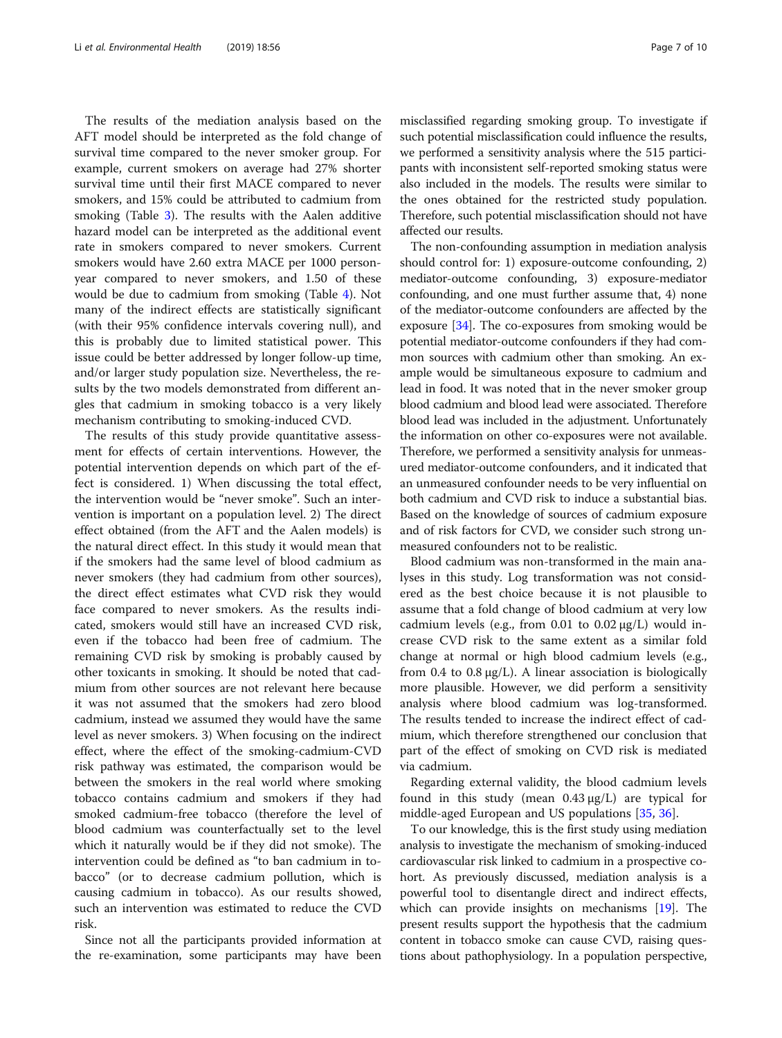The results of the mediation analysis based on the AFT model should be interpreted as the fold change of survival time compared to the never smoker group. For example, current smokers on average had 27% shorter survival time until their first MACE compared to never smokers, and 15% could be attributed to cadmium from smoking (Table 3). The results with the Aalen additive hazard model can be interpreted as the additional event rate in smokers compared to never smokers. Current smokers would have 2.60 extra MACE per 1000 person-year compared to never smokers, and 1.50 of these would be due to cadmium from smoking (Table 4). Not many of the indirect effects are statistically significant (with their 95% confidence intervals covering null), and this is probably due to limited statistical power. This issue could be better addressed by longer follow-up time, and/or larger study population size. Nevertheless, the results by the two models demonstrated from different angles that cadmium in smoking tobacco is a very likely mechanism contributing to smoking-induced CVD.

The results of this study provide quantitative assessment for effects of certain interventions. However, the potential intervention depends on which part of the effect is considered. 1) When discussing the total effect, the intervention would be "never smoke". Such an intervention is important on a population level. 2) The direct effect obtained (from the AFT and the Aalen models) is the natural direct effect. In this study it would mean that if the smokers had the same level of blood cadmium as never smokers (they had cadmium from other sources), the direct effect estimates what CVD risk they would face compared to never smokers. As the results indicated, smokers would still have an increased CVD risk, even if the tobacco had been free of cadmium. The remaining CVD risk by smoking is probably caused by other toxicants in smoking. It should be noted that cadmium from other sources are not relevant here because it was not assumed that the smokers had zero blood cadmium, instead we assumed they would have the same level as never smokers. 3) When focusing on the indirect effect, where the effect of the smoking-cadmium-CVD risk pathway was estimated, the comparison would be between the smokers in the real world where smoking tobacco contains cadmium and smokers if they had smoked cadmium-free tobacco (therefore the level of blood cadmium was counterfactually set to the level which it naturally would be if they did not smoke). The intervention could be defined as "to ban cadmium in tobacco" (or to decrease cadmium pollution, which is causing cadmium in tobacco). As our results showed, such an intervention was estimated to reduce the CVD risk.

Since not all the participants provided information at the re-examination, some participants may have been misclassified regarding smoking group. To investigate if such potential misclassification could influence the results, we performed a sensitivity analysis where the 515 participants with inconsistent self-reported smoking status were also included in the models. The results were similar to the ones obtained for the restricted study population. Therefore, such potential misclassification should not have affected our results.

The non-confounding assumption in mediation analysis should control for: 1) exposure-outcome confounding, 2) mediator-outcome confounding, 3) exposure-mediator confounding, and one must further assume that, 4) none of the mediator-outcome confounders are affected by the exposure [34]. The co-exposures from smoking would be potential mediator-outcome confounders if they had common sources with cadmium other than smoking. An example would be simultaneous exposure to cadmium and lead in food. It was noted that in the never smoker group blood cadmium and blood lead were associated. Therefore blood lead was included in the adjustment. Unfortunately the information on other co-exposures were not available. Therefore, we performed a sensitivity analysis for unmeasured mediator-outcome confounders, and it indicated that an unmeasured confounder needs to be very influential on both cadmium and CVD risk to induce a substantial bias. Based on the knowledge of sources of cadmium exposure and of risk factors for CVD, we consider such strong unmeasured confounders not to be realistic.

Blood cadmium was non-transformed in the main analyses in this study. Log transformation was not considered as the best choice because it is not plausible to assume that a fold change of blood cadmium at very low cadmium levels (e.g., from 0.01 to 0.02 μg/L) would increase CVD risk to the same extent as a similar fold change at normal or high blood cadmium levels (e.g., from 0.4 to 0.8 μg/L). A linear association is biologically more plausible. However, we did perform a sensitivity analysis where blood cadmium was log-transformed. The results tended to increase the indirect effect of cadmium, which therefore strengthened our conclusion that part of the effect of smoking on CVD risk is mediated via cadmium.

Regarding external validity, the blood cadmium levels found in this study (mean 0.43 μg/L) are typical for middle-aged European and US populations [35, 36].

To our knowledge, this is the first study using mediation analysis to investigate the mechanism of smoking-induced cardiovascular risk linked to cadmium in a prospective cohort. As previously discussed, mediation analysis is a powerful tool to disentangle direct and indirect effects, which can provide insights on mechanisms [19]. The present results support the hypothesis that the cadmium content in tobacco smoke can cause CVD, raising questions about pathophysiology. In a population perspective,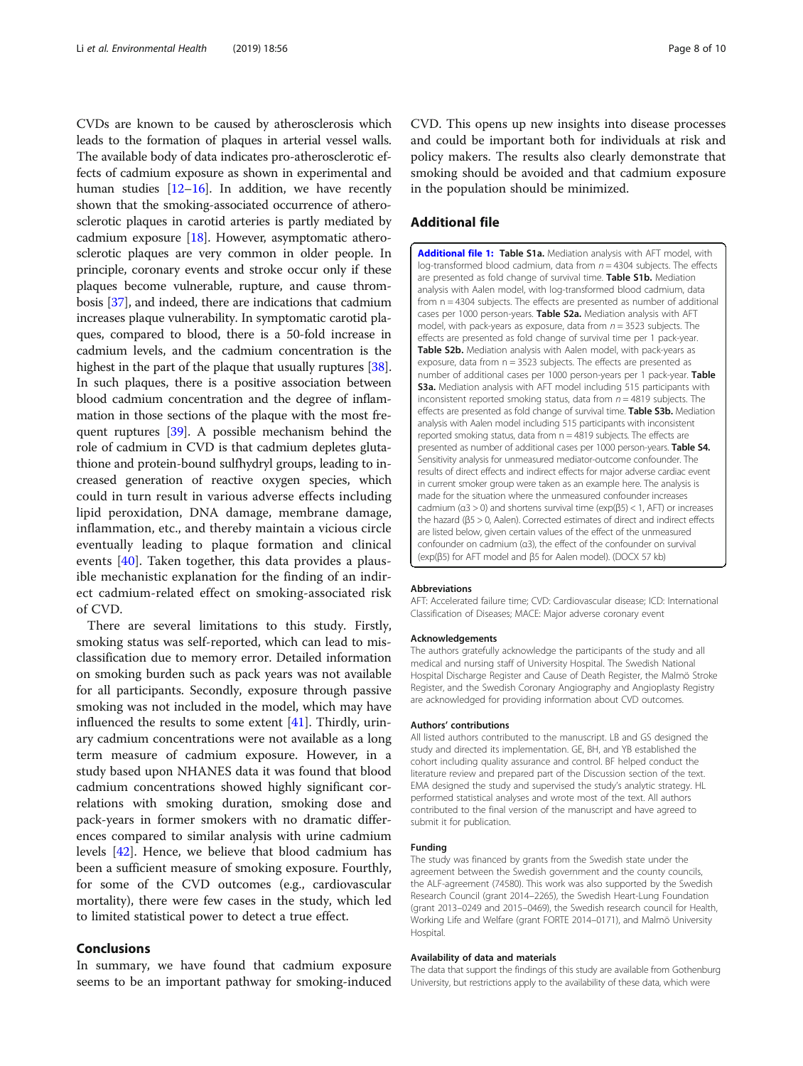CVDs are known to be caused by atherosclerosis which leads to the formation of plaques in arterial vessel walls. The available body of data indicates pro-atherosclerotic effects of cadmium exposure as shown in experimental and human studies [12–16]. In addition, we have recently shown that the smoking-associated occurrence of atherosclerotic plaques in carotid arteries is partly mediated by cadmium exposure [18]. However, asymptomatic atherosclerotic plaques are very common in older people. In principle, coronary events and stroke occur only if these plaques become vulnerable, rupture, and cause thrombosis [37], and indeed, there are indications that cadmium increases plaque vulnerability. In symptomatic carotid plaques, compared to blood, there is a 50-fold increase in cadmium levels, and the cadmium concentration is the highest in the part of the plaque that usually ruptures [38]. In such plaques, there is a positive association between blood cadmium concentration and the degree of inflammation in those sections of the plaque with the most frequent ruptures [39]. A possible mechanism behind the role of cadmium in CVD is that cadmium depletes glutathione and protein-bound sulfhydryl groups, leading to increased generation of reactive oxygen species, which could in turn result in various adverse effects including lipid peroxidation, DNA damage, membrane damage, inflammation, etc., and thereby maintain a vicious circle eventually leading to plaque formation and clinical events [40]. Taken together, this data provides a plausible mechanistic explanation for the finding of an indirect cadmium-related effect on smoking-associated risk of CVD.

There are several limitations to this study. Firstly, smoking status was self-reported, which can lead to misclassification due to memory error. Detailed information on smoking burden such as pack years was not available for all participants. Secondly, exposure through passive smoking was not included in the model, which may have influenced the results to some extent [41]. Thirdly, urinary cadmium concentrations were not available as a long term measure of cadmium exposure. However, in a study based upon NHANES data it was found that blood cadmium concentrations showed highly significant correlations with smoking duration, smoking dose and pack-years in former smokers with no dramatic differences compared to similar analysis with urine cadmium levels [42]. Hence, we believe that blood cadmium has been a sufficient measure of smoking exposure. Fourthly, for some of the CVD outcomes (e.g., cardiovascular mortality), there were few cases in the study, which led to limited statistical power to detect a true effect.

## Conclusions

In summary, we have found that cadmium exposure seems to be an important pathway for smoking-induced CVD. This opens up new insights into disease processes and could be important both for individuals at risk and policy makers. The results also clearly demonstrate that smoking should be avoided and that cadmium exposure in the population should be minimized.

## Additional file

**Additional file 1: Table S1a.** Mediation analysis with AFT model, with log-transformed blood cadmium, data from $n = 4304$ subjects. The effects are presented as fold change of survival time. **Table S1b.** Mediation analysis with Aalen model, with log-transformed blood cadmium, data from $n = 4304$ subjects. The effects are presented as number of additional cases per 1000 person-years. **Table S2a.** Mediation analysis with AFT model, with pack-years as exposure, data from $n = 3523$ subjects. The effects are presented as fold change of survival time per 1 pack-year. **Table S2b.** Mediation analysis with Aalen model, with pack-years as exposure, data from $n = 3523$ subjects. The effects are presented as number of additional cases per 1000 person-years per 1 pack-year. **Table S3a.** Mediation analysis with AFT model including 515 participants with inconsistent reported smoking status, data from $n = 4819$ subjects. The effects are presented as fold change of survival time. **Table S3b.** Mediation analysis with Aalen model including 515 participants with inconsistent reported smoking status, data from $n = 4819$ subjects. The effects are presented as number of additional cases per 1000 person-years. **Table S4.** Sensitivity analysis for unmeasured mediator-outcome confounder. The results of direct effects and indirect effects for major adverse cardiac event in current smoker group were taken as an example here. The analysis is made for the situation where the unmeasured confounder increases cadmium ($\alpha3 > 0$) and shortens survival time ($\exp(\beta5) < 1$, AFT) or increases the hazard ($\beta5 > 0$, Aalen). Corrected estimates of direct and indirect effects are listed below, given certain values of the effect of the unmeasured confounder on cadmium ($\alpha3$), the effect of the confounder on survival ($\exp(\beta5)$ for AFT model and $\beta5$ for Aalen model). (DOCX 57 kb)

#### Abbreviations

AFT: Accelerated failure time; CVD: Cardiovascular disease; ICD: International Classification of Diseases; MACE: Major adverse coronary event

#### Acknowledgements

The authors gratefully acknowledge the participants of the study and all medical and nursing staff of University Hospital. The Swedish National Hospital Discharge Register and Cause of Death Register, the Malmö Stroke Register, and the Swedish Coronary Angiography and Angioplasty Registry are acknowledged for providing information about CVD outcomes.

#### Authors' contributions

All listed authors contributed to the manuscript. LB and GS designed the study and directed its implementation. GE, BH, and YB established the cohort including quality assurance and control. BF helped conduct the literature review and prepared part of the Discussion section of the text. EMA designed the study and supervised the study's analytic strategy. HL performed statistical analyses and wrote most of the text. All authors contributed to the final version of the manuscript and have agreed to submit it for publication.

#### Funding

The study was financed by grants from the Swedish state under the agreement between the Swedish government and the county councils, the ALF-agreement (74580). This work was also supported by the Swedish Research Council (grant 2014–2265), the Swedish Heart-Lung Foundation (grant 2013–0249 and 2015–0469), the Swedish research council for Health, Working Life and Welfare (grant FORTE 2014–0171), and Malmö University Hospital.

#### Availability of data and materials

The data that support the findings of this study are available from Gothenburg University, but restrictions apply to the availability of these data, which were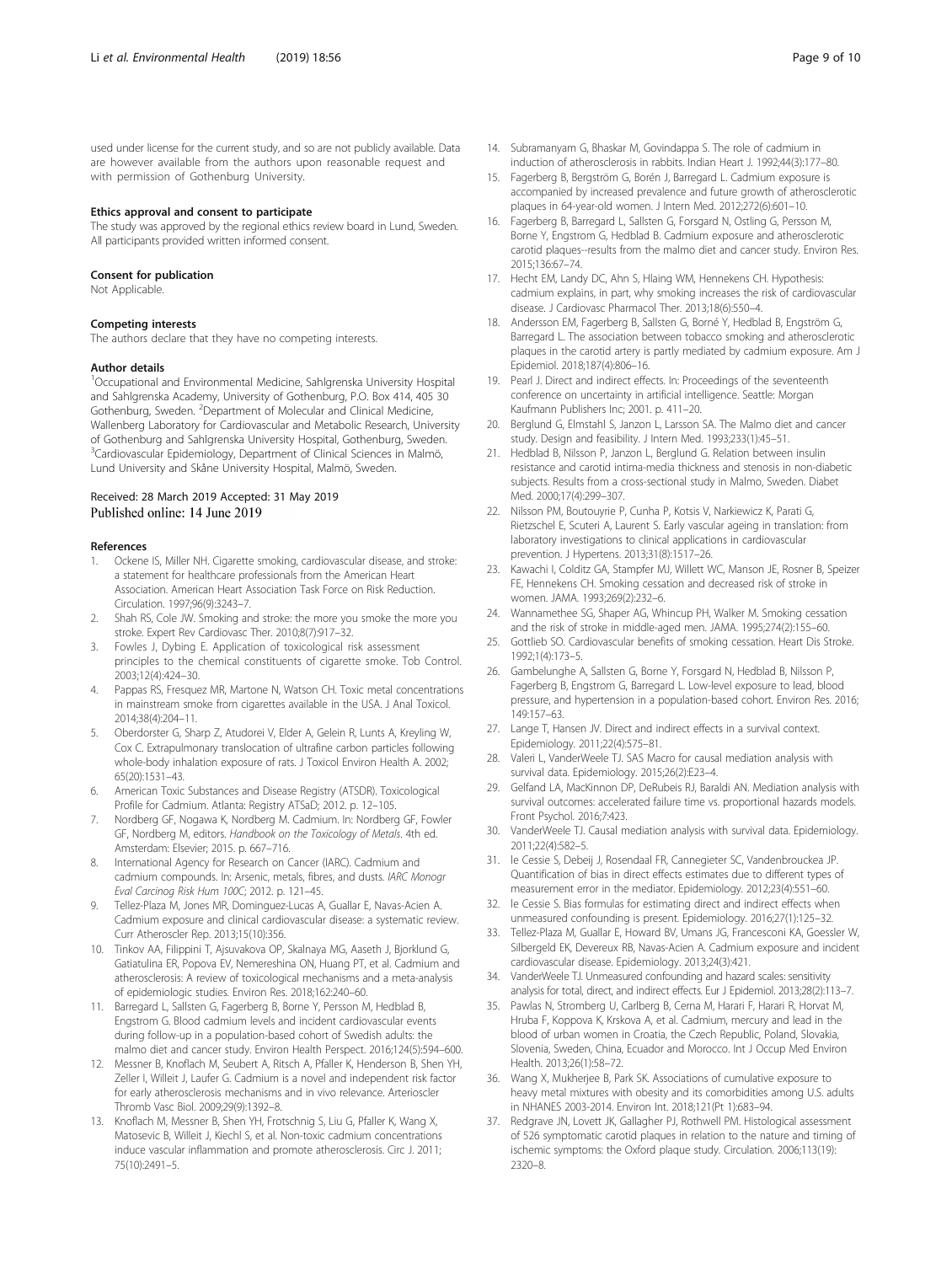used under license for the current study, and so are not publicly available. Data are however available from the authors upon reasonable request and with permission of Gothenburg University.

#### Ethics approval and consent to participate
The study was approved by the regional ethics review board in Lund, Sweden. All participants provided written informed consent.

#### Consent for publication
Not Applicable.

#### Competing interests
The authors declare that they have no competing interests.

#### Author details
[1]Occupational and Environmental Medicine, Sahlgrenska University Hospital and Sahlgrenska Academy, University of Gothenburg, P.O. Box 414, 405 30 Gothenburg, Sweden. [2]Department of Molecular and Clinical Medicine, Wallenberg Laboratory for Cardiovascular and Metabolic Research, University of Gothenburg and Sahlgrenska University Hospital, Gothenburg, Sweden. [3]Cardiovascular Epidemiology, Department of Clinical Sciences in Malmö, Lund University and Skåne University Hospital, Malmö, Sweden.

Received: 28 March 2019 Accepted: 31 May 2019
Published online: 14 June 2019

#### References
1. Ockene IS, Miller NH. Cigarette smoking, cardiovascular disease, and stroke: a statement for healthcare professionals from the American Heart Association. American Heart Association Task Force on Risk Reduction. Circulation. 1997;96(9):3243–7.
2. Shah RS, Cole JW. Smoking and stroke: the more you smoke the more you stroke. Expert Rev Cardiovasc Ther. 2010;8(7):917–32.
3. Fowles J, Dybing E. Application of toxicological risk assessment principles to the chemical constituents of cigarette smoke. Tob Control. 2003;12(4):424–30.
4. Pappas RS, Fresquez MR, Martone N, Watson CH. Toxic metal concentrations in mainstream smoke from cigarettes available in the USA. J Anal Toxicol. 2014;38(4):204–11.
5. Oberdorster G, Sharp Z, Atudorei V, Elder A, Gelein R, Lunts A, Kreyling W, Cox C. Extrapulmonary translocation of ultrafine carbon particles following whole-body inhalation exposure of rats. J Toxicol Environ Health A. 2002; 65(20):1531–43.
6. American Toxic Substances and Disease Registry (ATSDR). Toxicological Profile for Cadmium. Atlanta: Registry ATSaD; 2012. p. 12–105.
7. Nordberg GF, Nogawa K, Nordberg M. Cadmium. In: Nordberg GF, Fowler GF, Nordberg M, editors. *Handbook on the Toxicology of Metals*. 4th ed. Amsterdam: Elsevier; 2015. p. 667–716.
8. International Agency for Research on Cancer (IARC). Cadmium and cadmium compounds. In: Arsenic, metals, fibres, and dusts. *IARC Monogr Eval Carcinog Risk Hum 100C*; 2012. p. 121–45.
9. Tellez-Plaza M, Jones MR, Dominguez-Lucas A, Guallar E, Navas-Acien A. Cadmium exposure and clinical cardiovascular disease: a systematic review. Curr Atheroscler Rep. 2013;15(10):356.
10. Tinkov AA, Filippini T, Ajsuvakova OP, Skalnaya MG, Aaseth J, Bjorklund G, Gatiatulina ER, Popova EV, Nemereshina ON, Huang PT, et al. Cadmium and atherosclerosis: A review of toxicological mechanisms and a meta-analysis of epidemiologic studies. Environ Res. 2018;162:240–60.
11. Barregard L, Sallsten G, Fagerberg B, Borne Y, Persson M, Hedblad B, Engstrom G. Blood cadmium levels and incident cardiovascular events during follow-up in a population-based cohort of Swedish adults: the malmo diet and cancer study. Environ Health Perspect. 2016;124(5):594–600.
12. Messner B, Knoflach M, Seubert A, Ritsch A, Pfaller K, Henderson B, Shen YH, Zeller I, Willeit J, Laufer G. Cadmium is a novel and independent risk factor for early atherosclerosis mechanisms and in vivo relevance. Arterioscler Thromb Vasc Biol. 2009;29(9):1392–8.
13. Knoflach M, Messner B, Shen YH, Frotschnig S, Liu G, Pfaller K, Wang X, Matosevic B, Willeit J, Kiechl S, et al. Non-toxic cadmium concentrations induce vascular inflammation and promote atherosclerosis. Circ J. 2011; 75(10):2491–5.
14. Subramanyam G, Bhaskar M, Govindappa S. The role of cadmium in induction of atherosclerosis in rabbits. Indian Heart J. 1992;44(3):177–80.
15. Fagerberg B, Bergström G, Borén J, Barregard L. Cadmium exposure is accompanied by increased prevalence and future growth of atherosclerotic plaques in 64-year-old women. J Intern Med. 2012;272(6):601–10.
16. Fagerberg B, Barregard L, Sallsten G, Forsgard N, Ostling G, Persson M, Borne Y, Engstrom G, Hedblad B. Cadmium exposure and atherosclerotic carotid plaques--results from the malmo diet and cancer study. Environ Res. 2015;136:67–74.
17. Hecht EM, Landy DC, Ahn S, Hlaing WM, Hennekens CH. Hypothesis: cadmium explains, in part, why smoking increases the risk of cardiovascular disease. J Cardiovasc Pharmacol Ther. 2013;18(6):550–4.
18. Andersson EM, Fagerberg B, Sallsten G, Borné Y, Hedblad B, Engström G, Barregard L. The association between tobacco smoking and atherosclerotic plaques in the carotid artery is partly mediated by cadmium exposure. Am J Epidemiol. 2018;187(4):806–16.
19. Pearl J. Direct and indirect effects. In: Proceedings of the seventeenth conference on uncertainty in artificial intelligence. Seattle: Morgan Kaufmann Publishers Inc; 2001. p. 411–20.
20. Berglund G, Elmstahl S, Janzon L, Larsson SA. The Malmo diet and cancer study. Design and feasibility. J Intern Med. 1993;233(1):45–51.
21. Hedblad B, Nilsson P, Janzon L, Berglund G. Relation between insulin resistance and carotid intima-media thickness and stenosis in non-diabetic subjects. Results from a cross-sectional study in Malmo, Sweden. Diabet Med. 2000;17(4):299–307.
22. Nilsson PM, Boutouyrie P, Cunha P, Kotsis V, Narkiewicz K, Parati G, Rietzschel E, Scuteri A, Laurent S. Early vascular ageing in translation: from laboratory investigations to clinical applications in cardiovascular prevention. J Hypertens. 2013;31(8):1517–26.
23. Kawachi I, Colditz GA, Stampfer MJ, Willett WC, Manson JE, Rosner B, Speizer FE, Hennekens CH. Smoking cessation and decreased risk of stroke in women. JAMA. 1993;269(2):232–6.
24. Wannamethee SG, Shaper AG, Whincup PH, Walker M. Smoking cessation and the risk of stroke in middle-aged men. JAMA. 1995;274(2):155–60.
25. Gottlieb SO. Cardiovascular benefits of smoking cessation. Heart Dis Stroke. 1992;1(4):173–5.
26. Gambelunghe A, Sallsten G, Borne Y, Forsgard N, Hedblad B, Nilsson P, Fagerberg B, Engstrom G, Barregard L. Low-level exposure to lead, blood pressure, and hypertension in a population-based cohort. Environ Res. 2016; 149:157–63.
27. Lange T, Hansen JV. Direct and indirect effects in a survival context. Epidemiology. 2011;22(4):575–81.
28. Valeri L, VanderWeele TJ. SAS Macro for causal mediation analysis with survival data. Epidemiology. 2015;26(2):E23–4.
29. Gelfand LA, MacKinnon DP, DeRubeis RJ, Baraldi AN. Mediation analysis with survival outcomes: accelerated failure time vs. proportional hazards models. Front Psychol. 2016;7:423.
30. VanderWeele TJ. Causal mediation analysis with survival data. Epidemiology. 2011;22(4):582–5.
31. le Cessie S, Debeij J, Rosendaal FR, Cannegieter SC, Vandenbrouckea JP. Quantification of bias in direct effects estimates due to different types of measurement error in the mediator. Epidemiology. 2012;23(4):551–60.
32. le Cessie S. Bias formulas for estimating direct and indirect effects when unmeasured confounding is present. Epidemiology. 2016;27(1):125–32.
33. Tellez-Plaza M, Guallar E, Howard BV, Umans JG, Francesconi KA, Goessler W, Silbergeld EK, Devereux RB, Navas-Acien A. Cadmium exposure and incident cardiovascular disease. Epidemiology. 2013;24(3):421.
34. VanderWeele TJ. Unmeasured confounding and hazard scales: sensitivity analysis for total, direct, and indirect effects. Eur J Epidemiol. 2013;28(2):113–7.
35. Pawlas N, Stromberg U, Carlberg B, Cerna M, Harari F, Harari R, Horvat M, Hruba F, Koppova K, Krskova A, et al. Cadmium, mercury and lead in the blood of urban women in Croatia, the Czech Republic, Poland, Slovakia, Slovenia, Sweden, China, Ecuador and Morocco. Int J Occup Med Environ Health. 2013;26(1):58–72.
36. Wang X, Mukherjee B, Park SK. Associations of cumulative exposure to heavy metal mixtures with obesity and its comorbidities among U.S. adults in NHANES 2003-2014. Environ Int. 2018;121(Pt 1):683–94.
37. Redgrave JN, Lovett JK, Gallagher PJ, Rothwell PM. Histological assessment of 526 symptomatic carotid plaques in relation to the nature and timing of ischemic symptoms: the Oxford plaque study. Circulation. 2006;113(19): 2320–8.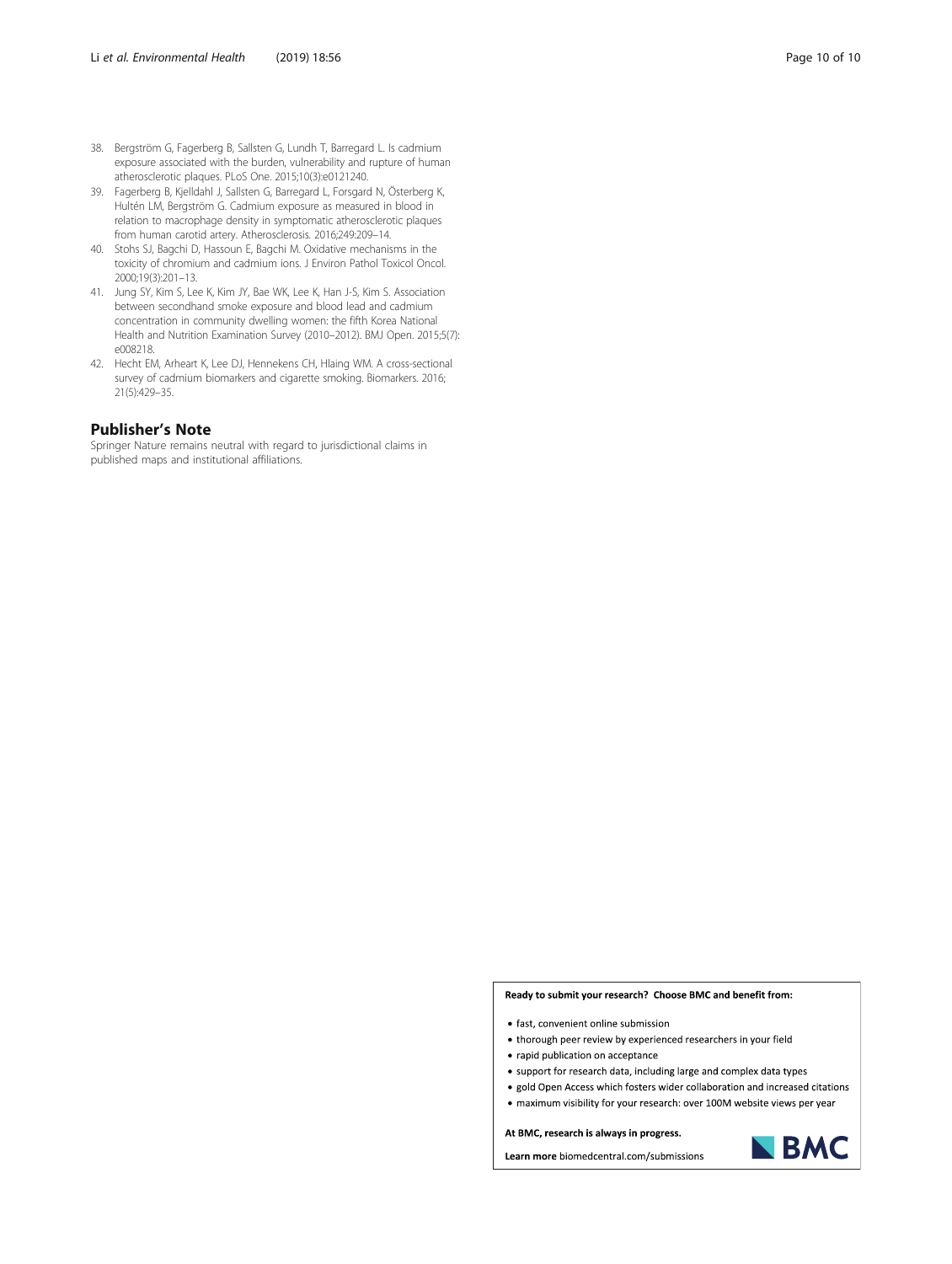38. Bergström G, Fagerberg B, Sallsten G, Lundh T, Barregard L. Is cadmium exposure associated with the burden, vulnerability and rupture of human atherosclerotic plaques. PLoS One. 2015;10(3):e0121240.
39. Fagerberg B, Kjelldahl J, Sallsten G, Barregard L, Forsgard N, Österberg K, Hultén LM, Bergström G. Cadmium exposure as measured in blood in relation to macrophage density in symptomatic atherosclerotic plaques from human carotid artery. Atherosclerosis. 2016;249:209–14.
40. Stohs SJ, Bagchi D, Hassoun E, Bagchi M. Oxidative mechanisms in the toxicity of chromium and cadmium ions. J Environ Pathol Toxicol Oncol. 2000;19(3):201–13.
41. Jung SY, Kim S, Lee K, Kim JY, Bae WK, Lee K, Han J-S, Kim S. Association between secondhand smoke exposure and blood lead and cadmium concentration in community dwelling women: the fifth Korea National Health and Nutrition Examination Survey (2010–2012). BMJ Open. 2015;5(7): e008218.
42. Hecht EM, Arheart K, Lee DJ, Hennekens CH, Hlaing WM. A cross-sectional survey of cadmium biomarkers and cigarette smoking. Biomarkers. 2016; 21(5):429–35.

## Publisher's Note

Springer Nature remains neutral with regard to jurisdictional claims in published maps and institutional affiliations.

**Ready to submit your research? Choose BMC and benefit from:**

- fast, convenient online submission
- thorough peer review by experienced researchers in your field
- rapid publication on acceptance
- support for research data, including large and complex data types
- gold Open Access which fosters wider collaboration and increased citations
- maximum visibility for your research: over 100M website views per year

**At BMC, research is always in progress.**

**Learn more** biomedcentral.com/submissions

BMC